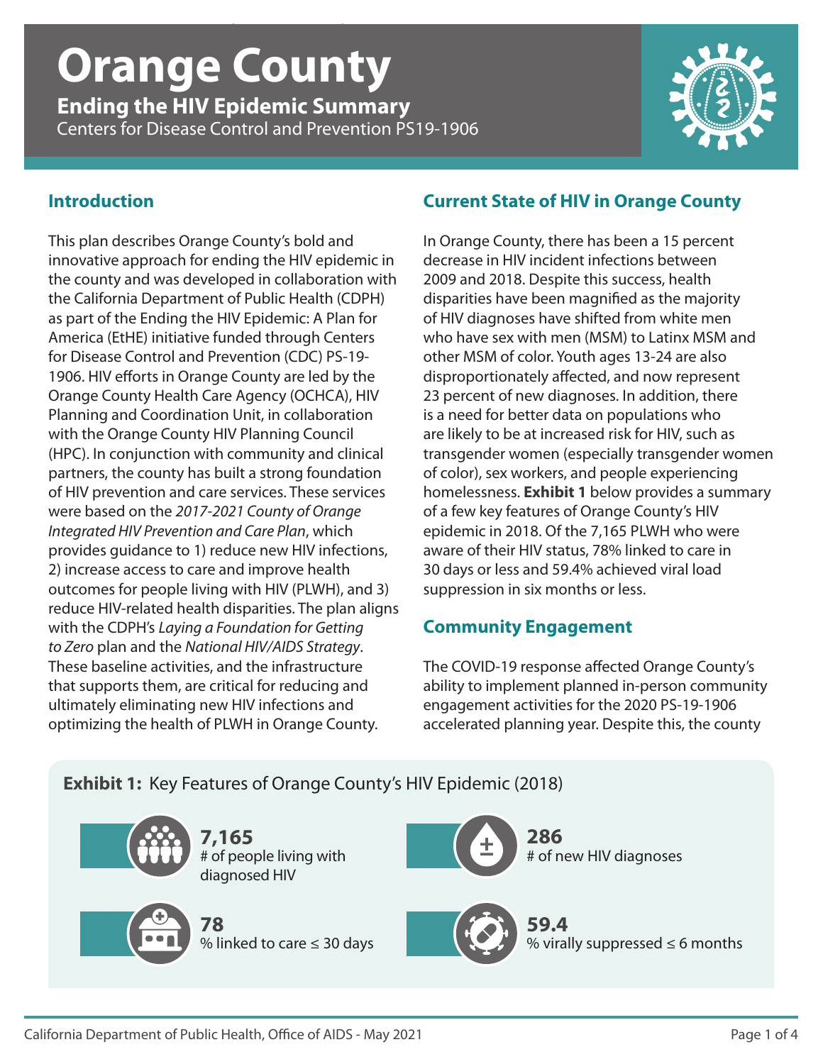# Orange County

## Ending the HIV Epidemic Summary

Centers for Disease Control and Prevention PS19-1906

## Introduction

This plan describes Orange County's bold and innovative approach for ending the HIV epidemic in the county and was developed in collaboration with the California Department of Public Health (CDPH) as part of the Ending the HIV Epidemic: A Plan for America (EtHE) initiative funded through Centers for Disease Control and Prevention (CDC) PS-19-1906. HIV efforts in Orange County are led by the Orange County Health Care Agency (OCHCA), HIV Planning and Coordination Unit, in collaboration with the Orange County HIV Planning Council (HPC). In conjunction with community and clinical partners, the county has built a strong foundation of HIV prevention and care services. These services were based on the *2017-2021 County of Orange Integrated HIV Prevention and Care Plan*, which provides guidance to 1) reduce new HIV infections, 2) increase access to care and improve health outcomes for people living with HIV (PLWH), and 3) reduce HIV-related health disparities. The plan aligns with the CDPH's *Laying a Foundation for Getting to Zero* plan and the *National HIV/AIDS Strategy*. These baseline activities, and the infrastructure that supports them, are critical for reducing and ultimately eliminating new HIV infections and optimizing the health of PLWH in Orange County.

## Current State of HIV in Orange County

In Orange County, there has been a 15 percent decrease in HIV incident infections between 2009 and 2018. Despite this success, health disparities have been magnified as the majority of HIV diagnoses have shifted from white men who have sex with men (MSM) to Latinx MSM and other MSM of color. Youth ages 13-24 are also disproportionately affected, and now represent 23 percent of new diagnoses. In addition, there is a need for better data on populations who are likely to be at increased risk for HIV, such as transgender women (especially transgender women of color), sex workers, and people experiencing homelessness. **Exhibit 1** below provides a summary of a few key features of Orange County's HIV epidemic in 2018. Of the 7,165 PLWH who were aware of their HIV status, 78% linked to care in 30 days or less and 59.4% achieved viral load suppression in six months or less.

## Community Engagement

The COVID-19 response affected Orange County's ability to implement planned in-person community engagement activities for the 2020 PS-19-1906 accelerated planning year. Despite this, the county

**Exhibit 1:** Key Features of Orange County's HIV Epidemic (2018)

- **7,165** # of people living with diagnosed HIV
- **286** # of new HIV diagnoses
- **78** % linked to care ≤ 30 days
- **59.4** % virally suppressed ≤ 6 months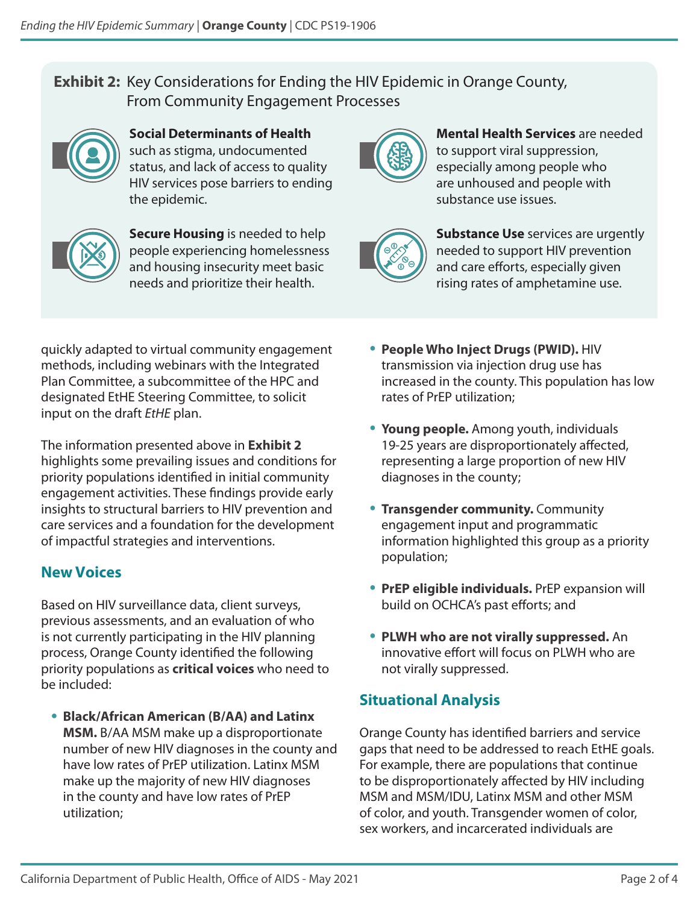**Exhibit 2:** Key Considerations for Ending the HIV Epidemic in Orange County, From Community Engagement Processes

**Social Determinants of Health** such as stigma, undocumented status, and lack of access to quality HIV services pose barriers to ending the epidemic.

**Secure Housing** is needed to help people experiencing homelessness and housing insecurity meet basic needs and prioritize their health.

**Mental Health Services** are needed to support viral suppression, especially among people who are unhoused and people with substance use issues.

**Substance Use** services are urgently needed to support HIV prevention and care efforts, especially given rising rates of amphetamine use.

quickly adapted to virtual community engagement methods, including webinars with the Integrated Plan Committee, a subcommittee of the HPC and designated EtHE Steering Committee, to solicit input on the draft *EtHE* plan.

The information presented above in **Exhibit 2** highlights some prevailing issues and conditions for priority populations identified in initial community engagement activities. These findings provide early insights to structural barriers to HIV prevention and care services and a foundation for the development of impactful strategies and interventions.

## New Voices

Based on HIV surveillance data, client surveys, previous assessments, and an evaluation of who is not currently participating in the HIV planning process, Orange County identified the following priority populations as **critical voices** who need to be included:

- **Black/African American (B/AA) and Latinx MSM.** B/AA MSM make up a disproportionate number of new HIV diagnoses in the county and have low rates of PrEP utilization. Latinx MSM make up the majority of new HIV diagnoses in the county and have low rates of PrEP utilization;
- **People Who Inject Drugs (PWID).** HIV transmission via injection drug use has increased in the county. This population has low rates of PrEP utilization;
- **Young people.** Among youth, individuals 19-25 years are disproportionately affected, representing a large proportion of new HIV diagnoses in the county;
- **Transgender community.** Community engagement input and programmatic information highlighted this group as a priority population;
- **PrEP eligible individuals.** PrEP expansion will build on OCHCA's past efforts; and
- **PLWH who are not virally suppressed.** An innovative effort will focus on PLWH who are not virally suppressed.

## Situational Analysis

Orange County has identified barriers and service gaps that need to be addressed to reach EtHE goals. For example, there are populations that continue to be disproportionately affected by HIV including MSM and MSM/IDU, Latinx MSM and other MSM of color, and youth. Transgender women of color, sex workers, and incarcerated individuals are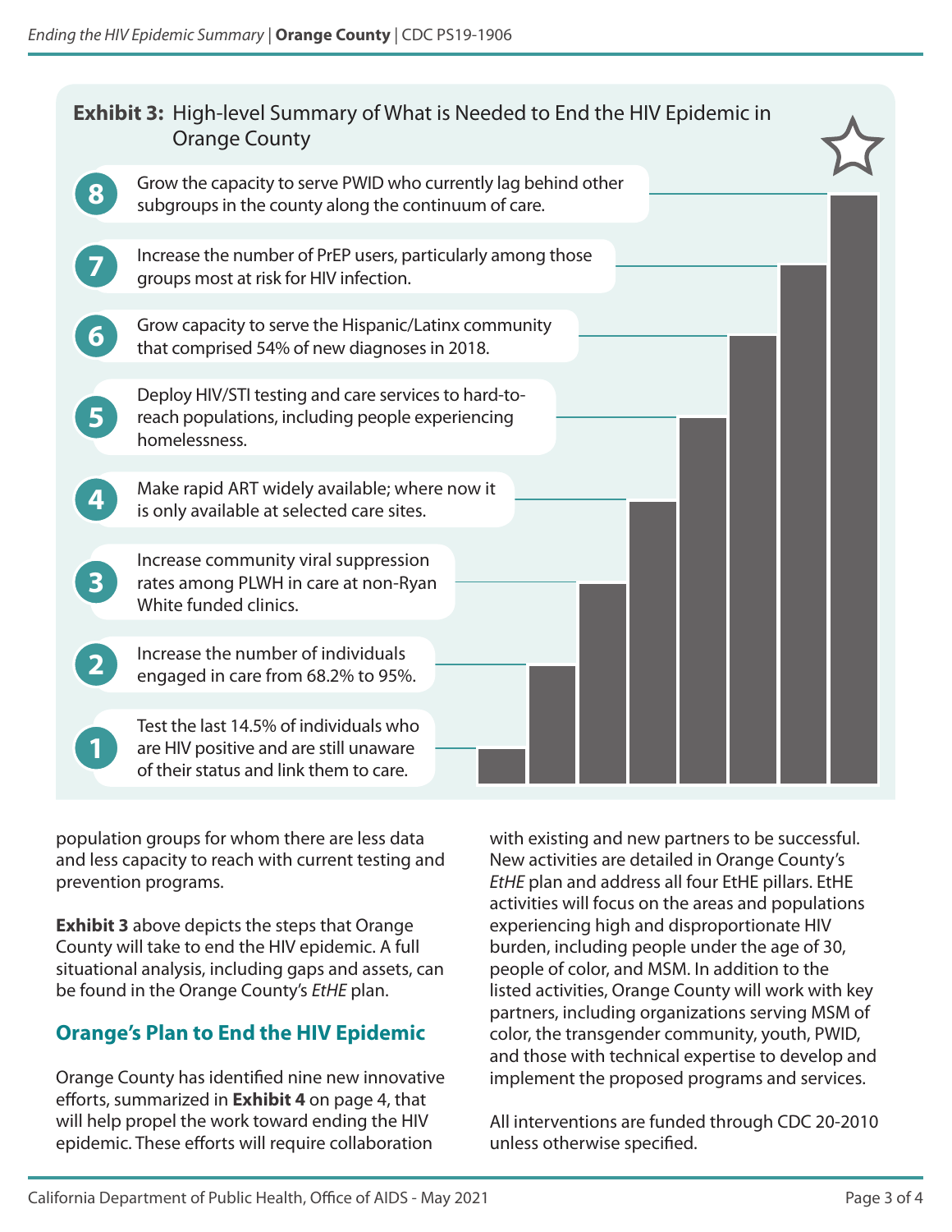**Exhibit 3:** High-level Summary of What is Needed to End the HIV Epidemic in Orange County

1. Test the last 14.5% of individuals who are HIV positive and are still unaware of their status and link them to care.
2. Increase the number of individuals engaged in care from 68.2% to 95%.
3. Increase community viral suppression rates among PLWH in care at non-Ryan White funded clinics.
4. Make rapid ART widely available; where now it is only available at selected care sites.
5. Deploy HIV/STI testing and care services to hard-to-reach populations, including people experiencing homelessness.
6. Grow capacity to serve the Hispanic/Latinx community that comprised 54% of new diagnoses in 2018.
7. Increase the number of PrEP users, particularly among those groups most at risk for HIV infection.
8. Grow the capacity to serve PWID who currently lag behind other subgroups in the county along the continuum of care.

population groups for whom there are less data and less capacity to reach with current testing and prevention programs.

**Exhibit 3** above depicts the steps that Orange County will take to end the HIV epidemic. A full situational analysis, including gaps and assets, can be found in the Orange County's *EtHE* plan.

## Orange's Plan to End the HIV Epidemic

Orange County has identified nine new innovative efforts, summarized in **Exhibit 4** on page 4, that will help propel the work toward ending the HIV epidemic. These efforts will require collaboration with existing and new partners to be successful. New activities are detailed in Orange County's *EtHE* plan and address all four EtHE pillars. EtHE activities will focus on the areas and populations experiencing high and disproportionate HIV burden, including people under the age of 30, people of color, and MSM. In addition to the listed activities, Orange County will work with key partners, including organizations serving MSM of color, the transgender community, youth, PWID, and those with technical expertise to develop and implement the proposed programs and services.

All interventions are funded through CDC 20-2010 unless otherwise specified.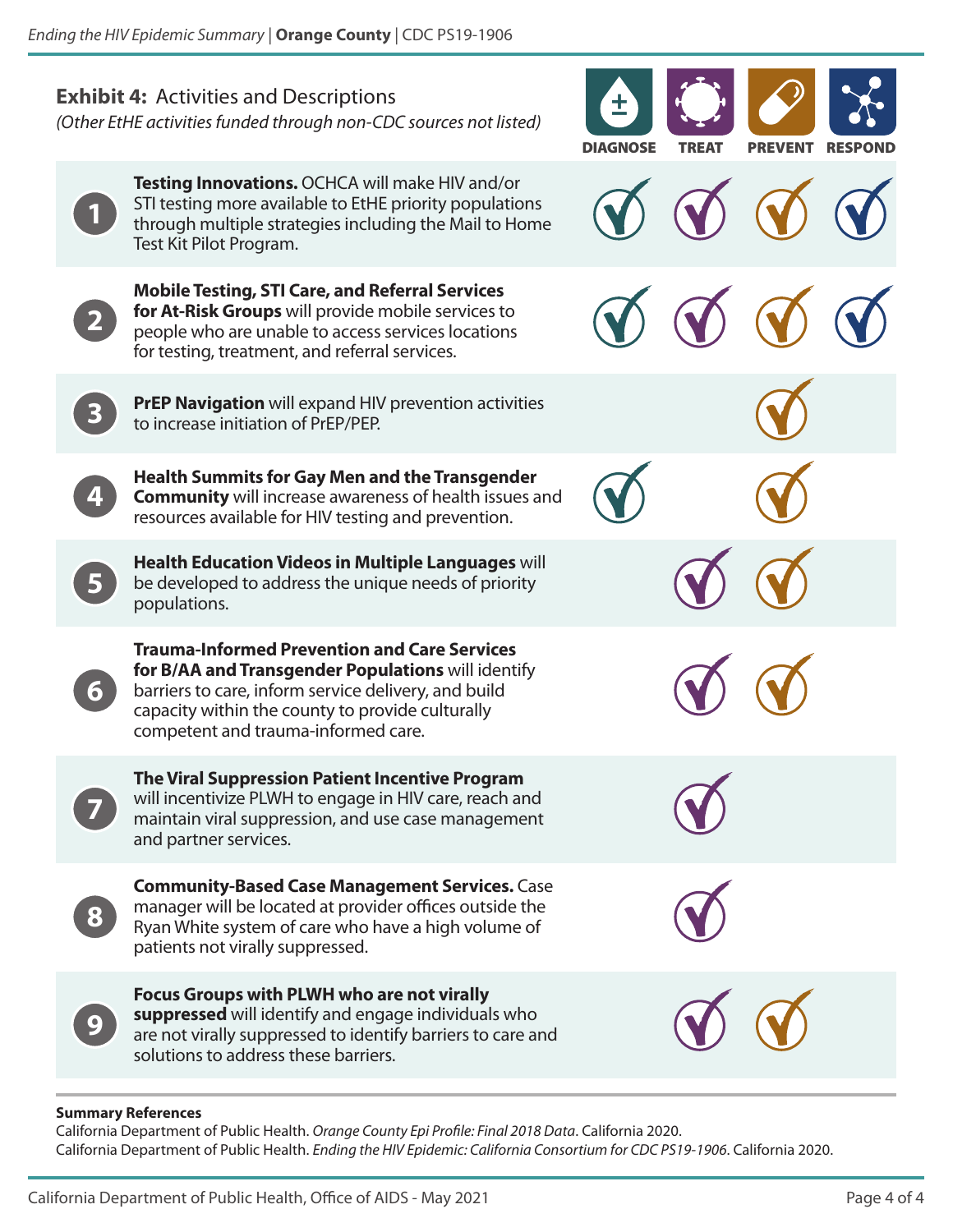## Exhibit 4: Activities and Descriptions

*(Other EtHE activities funded through non-CDC sources not listed)*

| # | Activity | DIAGNOSE | TREAT | PREVENT | RESPOND |
|---|---|---|---|---|---|
| 1 | **Testing Innovations.** OCHCA will make HIV and/or STI testing more available to EtHE priority populations through multiple strategies including the Mail to Home Test Kit Pilot Program. | ✓ | ✓ | ✓ | ✓ |
| 2 | **Mobile Testing, STI Care, and Referral Services for At-Risk Groups** will provide mobile services to people who are unable to access services locations for testing, treatment, and referral services. | ✓ | ✓ | ✓ | ✓ |
| 3 | **PrEP Navigation** will expand HIV prevention activities to increase initiation of PrEP/PEP. | | | ✓ | |
| 4 | **Health Summits for Gay Men and the Transgender Community** will increase awareness of health issues and resources available for HIV testing and prevention. | ✓ | | ✓ | |
| 5 | **Health Education Videos in Multiple Languages** will be developed to address the unique needs of priority populations. | | ✓ | ✓ | |
| 6 | **Trauma-Informed Prevention and Care Services for B/AA and Transgender Populations** will identify barriers to care, inform service delivery, and build capacity within the county to provide culturally competent and trauma-informed care. | | ✓ | ✓ | |
| 7 | **The Viral Suppression Patient Incentive Program** will incentivize PLWH to engage in HIV care, reach and maintain viral suppression, and use case management and partner services. | | ✓ | | |
| 8 | **Community-Based Case Management Services.** Case manager will be located at provider offices outside the Ryan White system of care who have a high volume of patients not virally suppressed. | | ✓ | | |
| 9 | **Focus Groups with PLWH who are not virally suppressed** will identify and engage individuals who are not virally suppressed to identify barriers to care and solutions to address these barriers. | | ✓ | ✓ | |

**Summary References**

California Department of Public Health. *Orange County Epi Profile: Final 2018 Data*. California 2020.

California Department of Public Health. *Ending the HIV Epidemic: California Consortium for CDC PS19-1906*. California 2020.